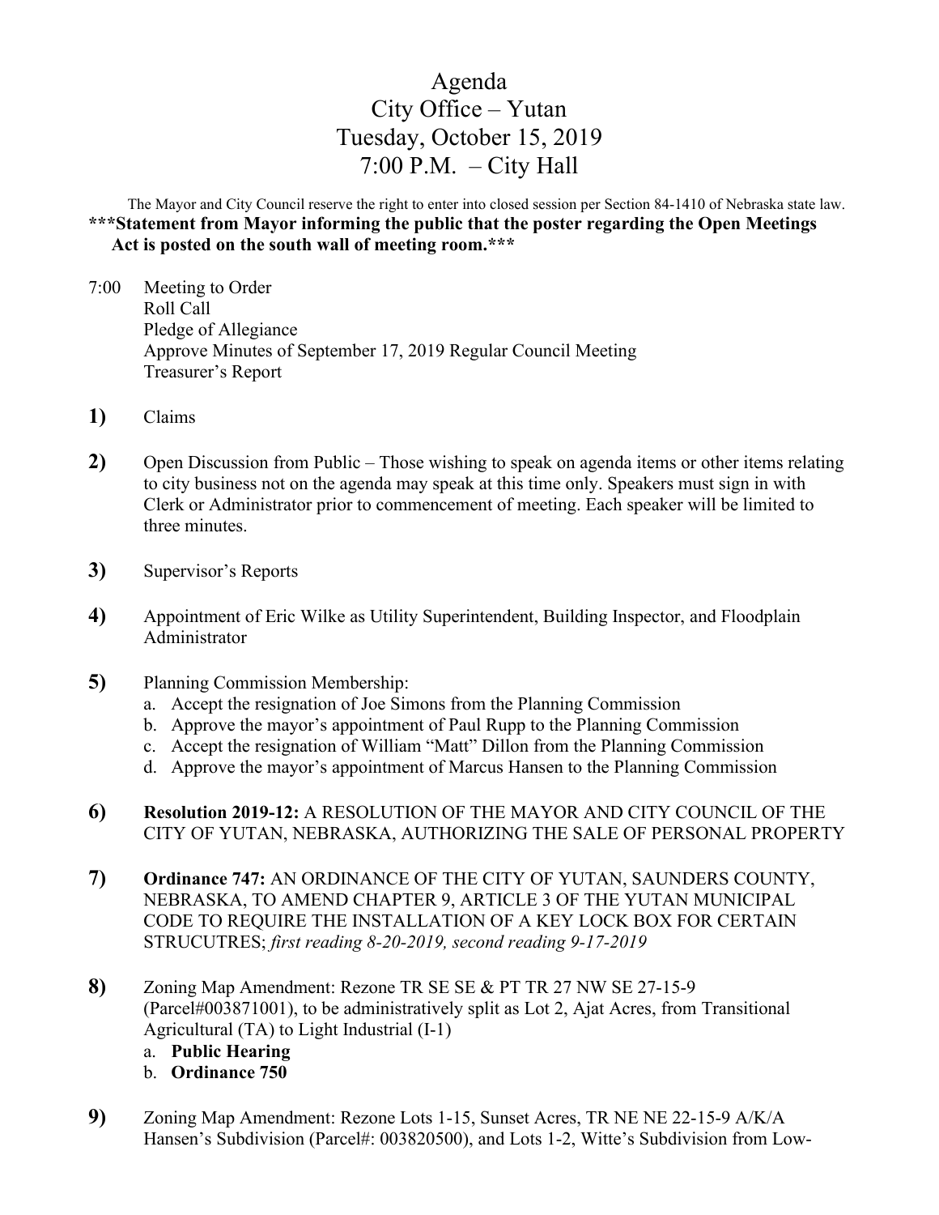# Agenda
# City Office – Yutan
# Tuesday, October 15, 2019
# 7:00 P.M. – City Hall

The Mayor and City Council reserve the right to enter into closed session per Section 84-1410 of Nebraska state law.

**\*\*\*Statement from Mayor informing the public that the poster regarding the Open Meetings Act is posted on the south wall of meeting room.\*\*\***

7:00 Meeting to Order
Roll Call
Pledge of Allegiance
Approve Minutes of September 17, 2019 Regular Council Meeting
Treasurer's Report

**1)** Claims

**2)** Open Discussion from Public – Those wishing to speak on agenda items or other items relating to city business not on the agenda may speak at this time only. Speakers must sign in with Clerk or Administrator prior to commencement of meeting. Each speaker will be limited to three minutes.

**3)** Supervisor's Reports

**4)** Appointment of Eric Wilke as Utility Superintendent, Building Inspector, and Floodplain Administrator

**5)** Planning Commission Membership:
   a. Accept the resignation of Joe Simons from the Planning Commission
   b. Approve the mayor's appointment of Paul Rupp to the Planning Commission
   c. Accept the resignation of William "Matt" Dillon from the Planning Commission
   d. Approve the mayor's appointment of Marcus Hansen to the Planning Commission

**6)** **Resolution 2019-12:** A RESOLUTION OF THE MAYOR AND CITY COUNCIL OF THE CITY OF YUTAN, NEBRASKA, AUTHORIZING THE SALE OF PERSONAL PROPERTY

**7)** **Ordinance 747:** AN ORDINANCE OF THE CITY OF YUTAN, SAUNDERS COUNTY, NEBRASKA, TO AMEND CHAPTER 9, ARTICLE 3 OF THE YUTAN MUNICIPAL CODE TO REQUIRE THE INSTALLATION OF A KEY LOCK BOX FOR CERTAIN STRUCUTRES; *first reading 8-20-2019, second reading 9-17-2019*

**8)** Zoning Map Amendment: Rezone TR SE SE & PT TR 27 NW SE 27-15-9 (Parcel#003871001), to be administratively split as Lot 2, Ajat Acres, from Transitional Agricultural (TA) to Light Industrial (I-1)
   a. **Public Hearing**
   b. **Ordinance 750**

**9)** Zoning Map Amendment: Rezone Lots 1-15, Sunset Acres, TR NE NE 22-15-9 A/K/A Hansen's Subdivision (Parcel#: 003820500), and Lots 1-2, Witte's Subdivision from Low-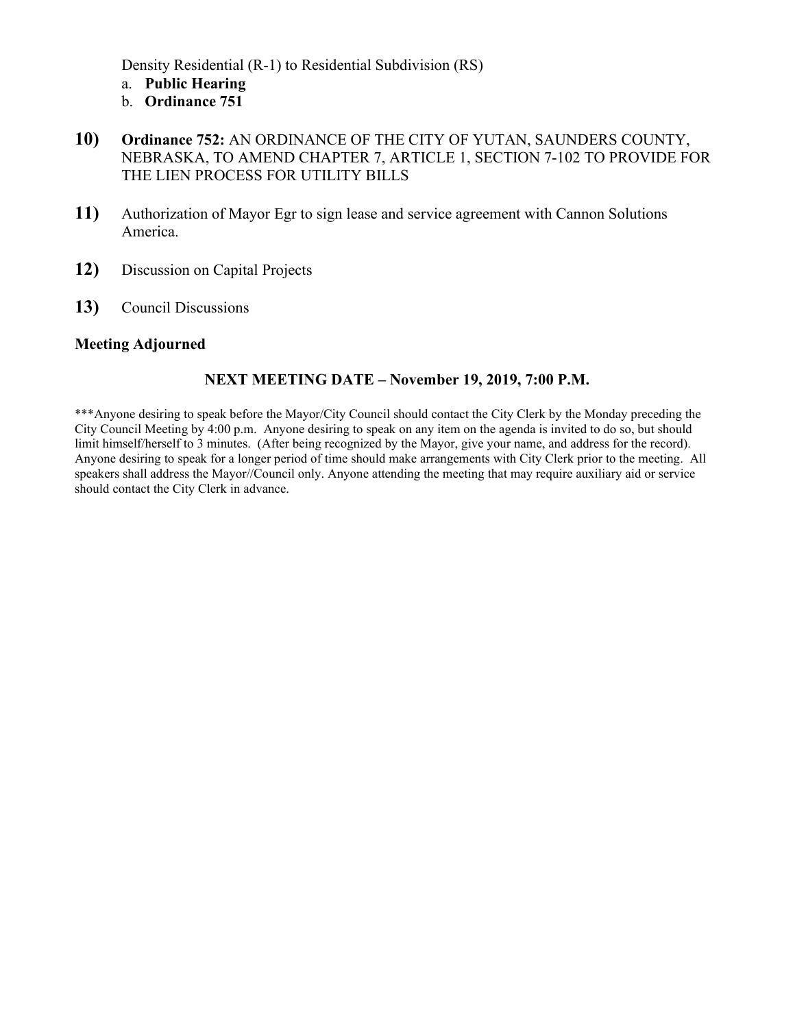Density Residential (R-1) to Residential Subdivision (RS)

a. **Public Hearing**
b. **Ordinance 751**

**10)** **Ordinance 752:** AN ORDINANCE OF THE CITY OF YUTAN, SAUNDERS COUNTY, NEBRASKA, TO AMEND CHAPTER 7, ARTICLE 1, SECTION 7-102 TO PROVIDE FOR THE LIEN PROCESS FOR UTILITY BILLS

**11)** Authorization of Mayor Egr to sign lease and service agreement with Cannon Solutions America.

**12)** Discussion on Capital Projects

**13)** Council Discussions

**Meeting Adjourned**

**NEXT MEETING DATE – November 19, 2019, 7:00 P.M.**

***Anyone desiring to speak before the Mayor/City Council should contact the City Clerk by the Monday preceding the City Council Meeting by 4:00 p.m. Anyone desiring to speak on any item on the agenda is invited to do so, but should limit himself/herself to 3 minutes. (After being recognized by the Mayor, give your name, and address for the record). Anyone desiring to speak for a longer period of time should make arrangements with City Clerk prior to the meeting. All speakers shall address the Mayor//Council only. Anyone attending the meeting that may require auxiliary aid or service should contact the City Clerk in advance.